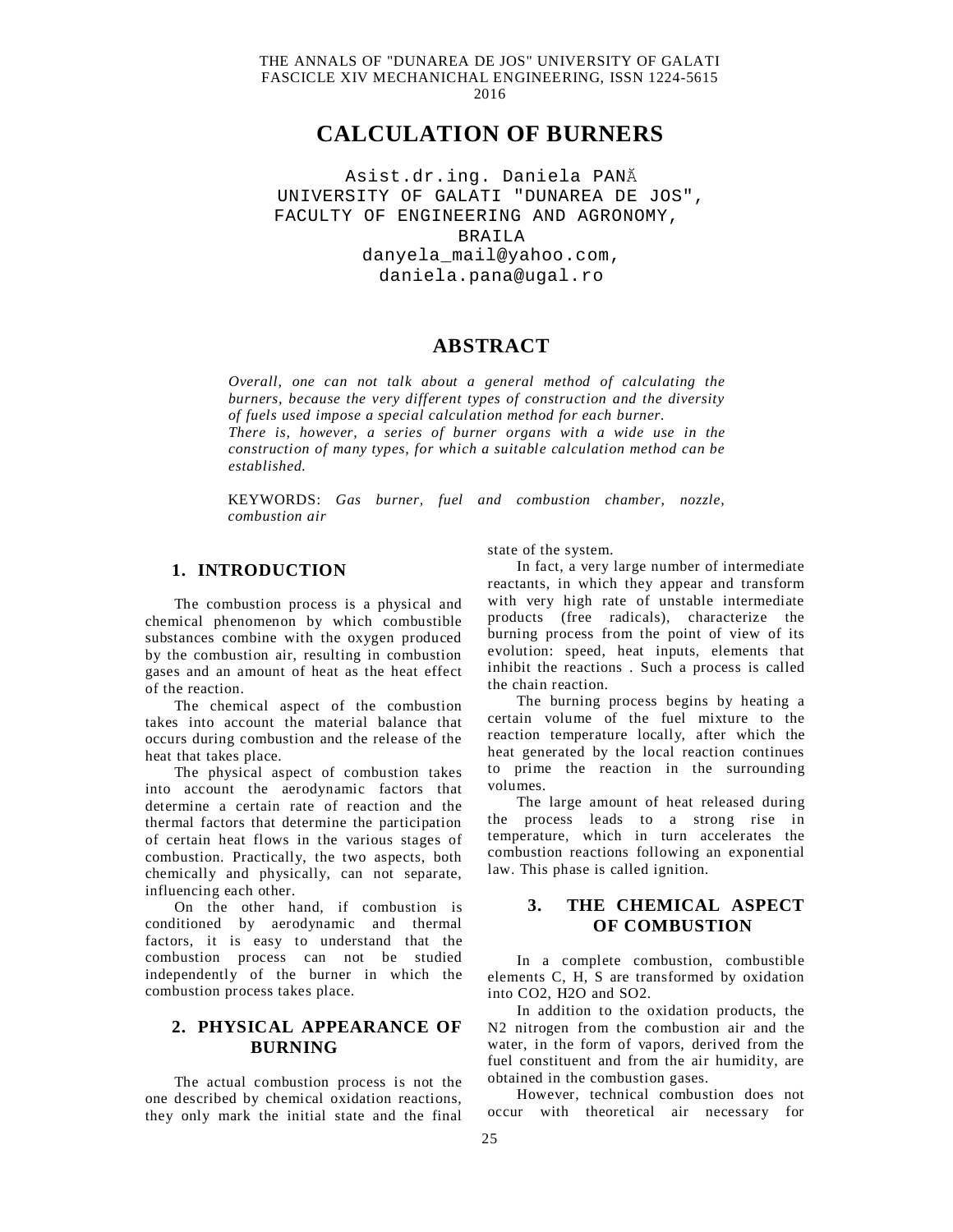# CALCULATION OF BURNERS

Asist.dr.ing. Daniela PANĂ
UNIVERSITY OF GALATI "DUNAREA DE JOS",
FACULTY OF ENGINEERING AND AGRONOMY,
BRAILA
danyela_mail@yahoo.com,
daniela.pana@ugal.ro

## ABSTRACT

*Overall, one can not talk about a general method of calculating the burners, because the very different types of construction and the diversity of fuels used impose a special calculation method for each burner.*
*There is, however, a series of burner organs with a wide use in the construction of many types, for which a suitable calculation method can be established.*

KEYWORDS: *Gas burner, fuel and combustion chamber, nozzle, combustion air*

## 1. INTRODUCTION

The combustion process is a physical and chemical phenomenon by which combustible substances combine with the oxygen produced by the combustion air, resulting in combustion gases and an amount of heat as the heat effect of the reaction.

The chemical aspect of the combustion takes into account the material balance that occurs during combustion and the release of the heat that takes place.

The physical aspect of combustion takes into account the aerodynamic factors that determine a certain rate of reaction and the thermal factors that determine the participation of certain heat flows in the various stages of combustion. Practically, the two aspects, both chemically and physically, can not separate, influencing each other.

On the other hand, if combustion is conditioned by aerodynamic and thermal factors, it is easy to understand that the combustion process can not be studied independently of the burner in which the combustion process takes place.

## 2. PHYSICAL APPEARANCE OF BURNING

The actual combustion process is not the one described by chemical oxidation reactions, they only mark the initial state and the final state of the system.

In fact, a very large number of intermediate reactants, in which they appear and transform with very high rate of unstable intermediate products (free radicals), characterize the burning process from the point of view of its evolution: speed, heat inputs, elements that inhibit the reactions . Such a process is called the chain reaction.

The burning process begins by heating a certain volume of the fuel mixture to the reaction temperature locally, after which the heat generated by the local reaction continues to prime the reaction in the surrounding volumes.

The large amount of heat released during the process leads to a strong rise in temperature, which in turn accelerates the combustion reactions following an exponential law. This phase is called ignition.

## 3. THE CHEMICAL ASPECT OF COMBUSTION

In a complete combustion, combustible elements C, H, S are transformed by oxidation into $CO_2$, $H_2O$ and $SO_2$.

In addition to the oxidation products, the $N_2$ nitrogen from the combustion air and the water, in the form of vapors, derived from the fuel constituent and from the air humidity, are obtained in the combustion gases.

However, technical combustion does not occur with theoretical air necessary for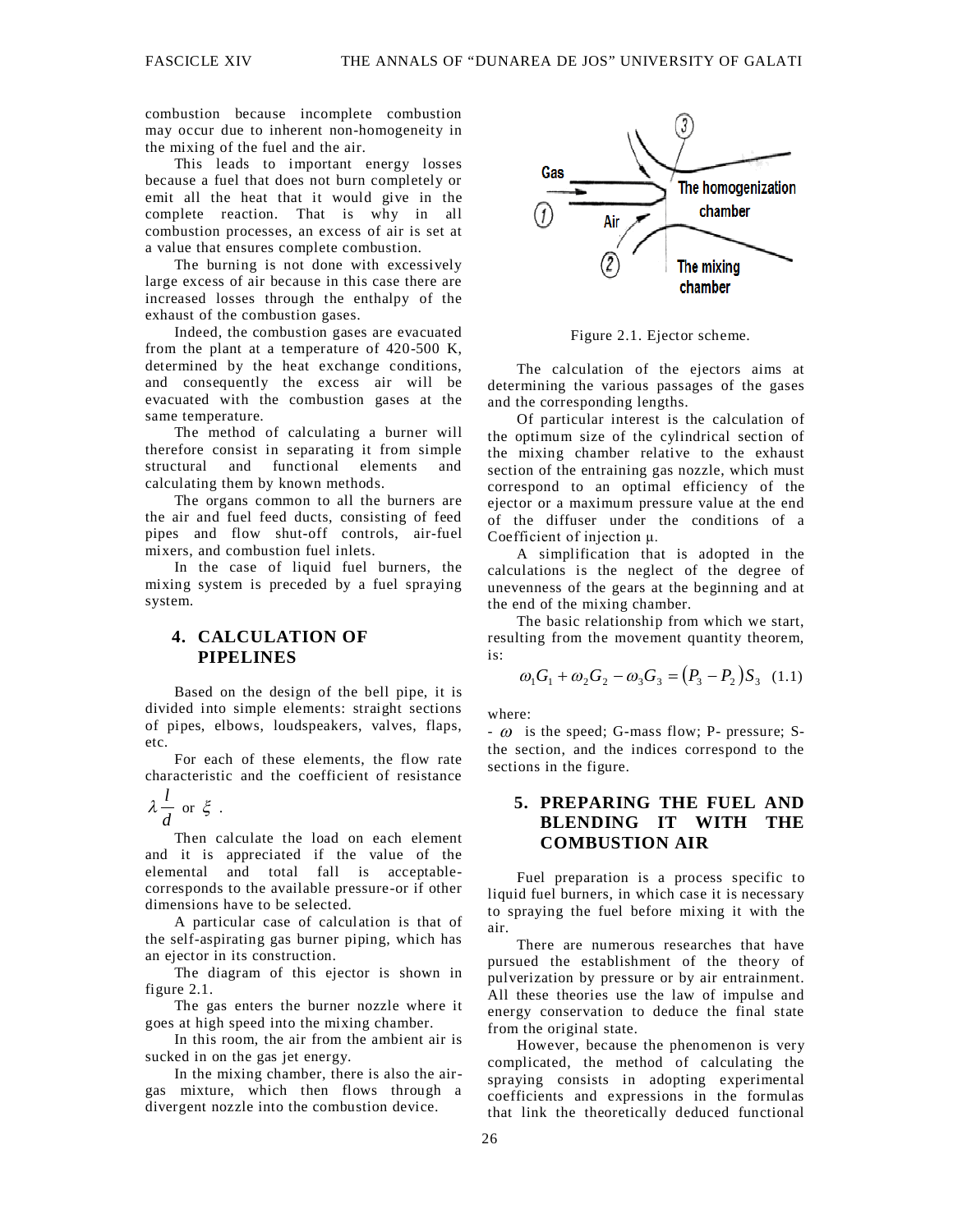combustion because incomplete combustion may occur due to inherent non-homogeneity in the mixing of the fuel and the air.

This leads to important energy losses because a fuel that does not burn completely or emit all the heat that it would give in the complete reaction. That is why in all combustion processes, an excess of air is set at a value that ensures complete combustion.

The burning is not done with excessively large excess of air because in this case there are increased losses through the enthalpy of the exhaust of the combustion gases.

Indeed, the combustion gases are evacuated from the plant at a temperature of 420-500 K, determined by the heat exchange conditions, and consequently the excess air will be evacuated with the combustion gases at the same temperature.

The method of calculating a burner will therefore consist in separating it from simple structural and functional elements and calculating them by known methods.

The organs common to all the burners are the air and fuel feed ducts, consisting of feed pipes and flow shut-off controls, air-fuel mixers, and combustion fuel inlets.

In the case of liquid fuel burners, the mixing system is preceded by a fuel spraying system.

## 4. CALCULATION OF PIPELINES

Based on the design of the bell pipe, it is divided into simple elements: straight sections of pipes, elbows, loudspeakers, valves, flaps, etc.

For each of these elements, the flow rate characteristic and the coefficient of resistance $\lambda \frac{l}{d}$ or $\xi$ .

Then calculate the load on each element and it is appreciated if the value of the elemental and total fall is acceptable-corresponds to the available pressure-or if other dimensions have to be selected.

A particular case of calculation is that of the self-aspirating gas burner piping, which has an ejector in its construction.

The diagram of this ejector is shown in figure 2.1.

The gas enters the burner nozzle where it goes at high speed into the mixing chamber.

In this room, the air from the ambient air is sucked in on the gas jet energy.

In the mixing chamber, there is also the air-gas mixture, which then flows through a divergent nozzle into the combustion device.

Figure 2.1. Ejector scheme.

The calculation of the ejectors aims at determining the various passages of the gases and the corresponding lengths.

Of particular interest is the calculation of the optimum size of the cylindrical section of the mixing chamber relative to the exhaust section of the entraining gas nozzle, which must correspond to an optimal efficiency of the ejector or a maximum pressure value at the end of the diffuser under the conditions of a Coefficient of injection μ.

A simplification that is adopted in the calculations is the neglect of the degree of unevenness of the gears at the beginning and at the end of the mixing chamber.

The basic relationship from which we start, resulting from the movement quantity theorem, is:

$$\omega_1 G_1 + \omega_2 G_2 - \omega_3 G_3 = (P_3 - P_2) S_3 \quad (1.1)$$

where:

- $\omega$ is the speed; G-mass flow; P- pressure; S- the section, and the indices correspond to the sections in the figure.

## 5. PREPARING THE FUEL AND BLENDING IT WITH THE COMBUSTION AIR

Fuel preparation is a process specific to liquid fuel burners, in which case it is necessary to spraying the fuel before mixing it with the air.

There are numerous researches that have pursued the establishment of the theory of pulverization by pressure or by air entrainment. All these theories use the law of impulse and energy conservation to deduce the final state from the original state.

However, because the phenomenon is very complicated, the method of calculating the spraying consists in adopting experimental coefficients and expressions in the formulas that link the theoretically deduced functional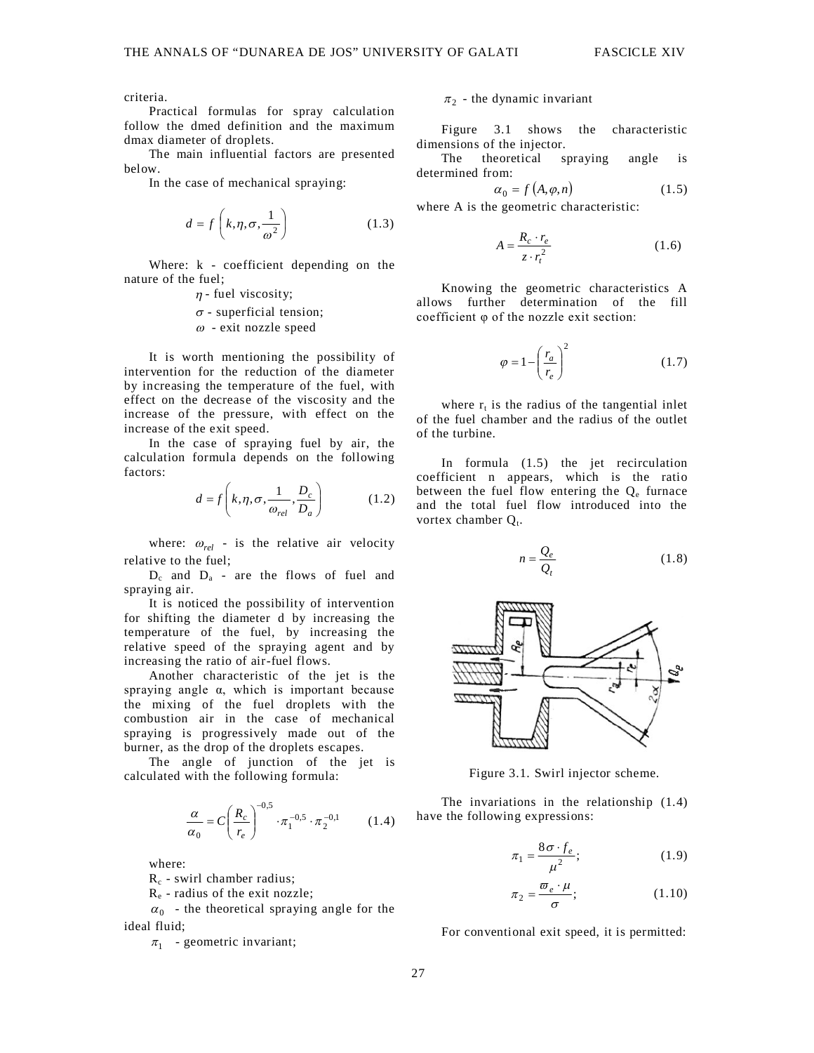criteria.

Practical formulas for spray calculation follow the dmed definition and the maximum dmax diameter of droplets.

The main influential factors are presented below.

In the case of mechanical spraying:

$$d = f\left(k, \eta, \sigma, \frac{1}{\omega^2}\right) \tag{1.3}$$

Where: k - coefficient depending on the nature of the fuel;

$\eta$ - fuel viscosity;

$\sigma$ - superficial tension;

$\omega$ - exit nozzle speed

It is worth mentioning the possibility of intervention for the reduction of the diameter by increasing the temperature of the fuel, with effect on the decrease of the viscosity and the increase of the pressure, with effect on the increase of the exit speed.

In the case of spraying fuel by air, the calculation formula depends on the following factors:

$$d = f\left(k, \eta, \sigma, \frac{1}{\omega_{rel}}, \frac{D_c}{D_a}\right) \tag{1.2}$$

where: $\omega_{rel}$ - is the relative air velocity relative to the fuel;

$D_c$ and $D_a$ - are the flows of fuel and spraying air.

It is noticed the possibility of intervention for shifting the diameter d by increasing the temperature of the fuel, by increasing the relative speed of the spraying agent and by increasing the ratio of air-fuel flows.

Another characteristic of the jet is the spraying angle α, which is important because the mixing of the fuel droplets with the combustion air in the case of mechanical spraying is progressively made out of the burner, as the drop of the droplets escapes.

The angle of junction of the jet is calculated with the following formula:

$$\frac{\alpha}{\alpha_0} = C\left(\frac{R_c}{r_e}\right)^{-0,5} \cdot \pi_1^{-0,5} \cdot \pi_2^{-0,1} \tag{1.4}$$

where:

$R_c$ - swirl chamber radius;

$R_e$ - radius of the exit nozzle;

$\alpha_0$ - the theoretical spraying angle for the ideal fluid;

$\pi_1$ - geometric invariant;

$\pi_2$ - the dynamic invariant

Figure 3.1 shows the characteristic dimensions of the injector.

The theoretical spraying angle is determined from:

$$\alpha_0 = f(A, \varphi, n) \tag{1.5}$$

where A is the geometric characteristic:

$$A = \frac{R_c \cdot r_e}{z \cdot r_t^2} \tag{1.6}$$

Knowing the geometric characteristics A allows further determination of the fill coefficient φ of the nozzle exit section:

$$\varphi = 1 - \left(\frac{r_a}{r_e}\right)^2 \tag{1.7}$$

where $r_t$ is the radius of the tangential inlet of the fuel chamber and the radius of the outlet of the turbine.

In formula (1.5) the jet recirculation coefficient n appears, which is the ratio between the fuel flow entering the $Q_e$ furnace and the total fuel flow introduced into the vortex chamber $Q_t$.

$$n = \frac{Q_e}{Q_t} \tag{1.8}$$

Figure 3.1. Swirl injector scheme.

The invariations in the relationship (1.4) have the following expressions:

$$\pi_1 = \frac{8\sigma \cdot f_e}{\mu^2}; \tag{1.9}$$

$$\pi_2 = \frac{\varpi_e \cdot \mu}{\sigma}; \tag{1.10}$$

For conventional exit speed, it is permitted: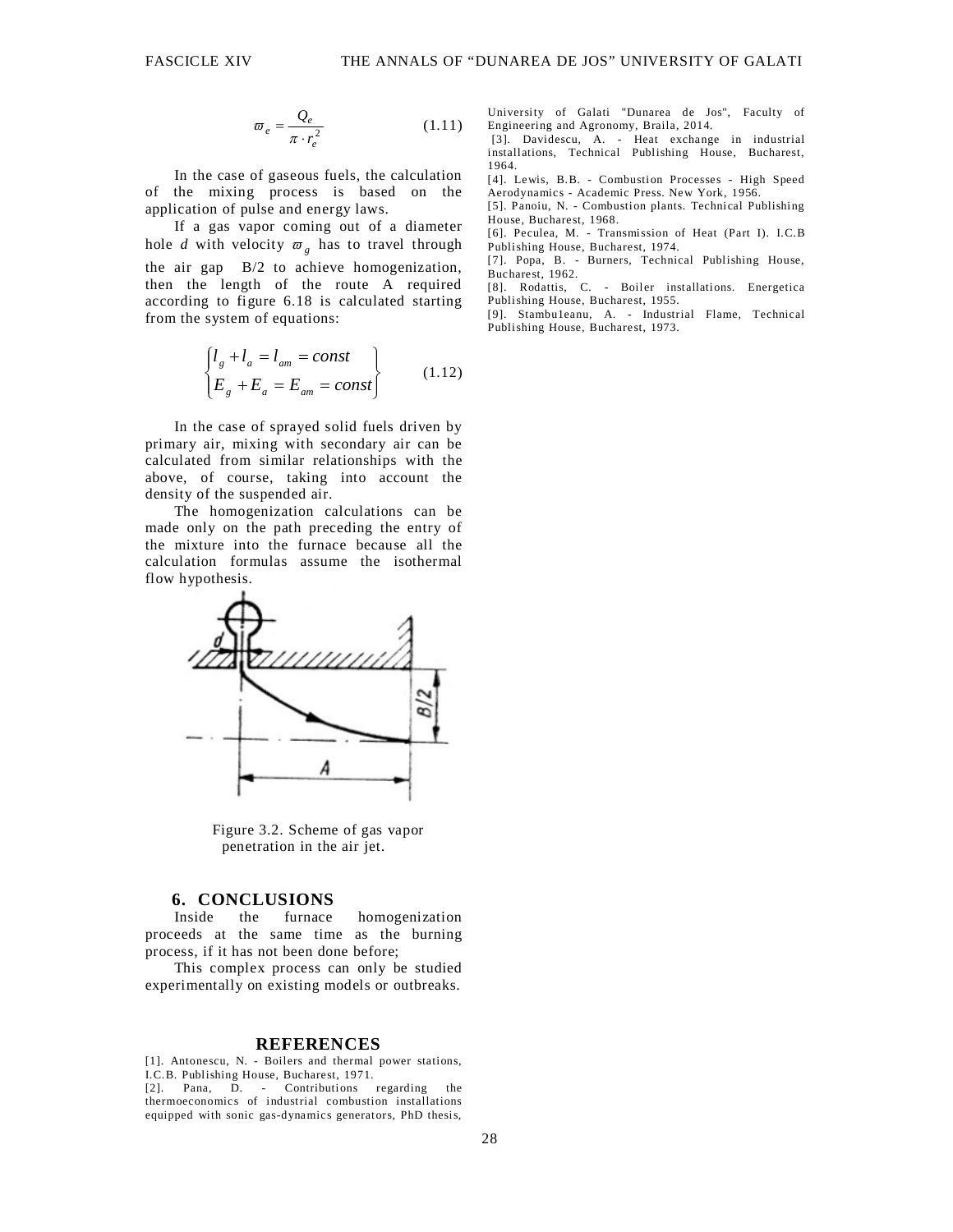$$\varpi_e = \frac{Q_e}{\pi \cdot r_e^2} \tag{1.11}$$

In the case of gaseous fuels, the calculation of the mixing process is based on the application of pulse and energy laws.

If a gas vapor coming out of a diameter hole *d* with velocity $\varpi_g$ has to travel through the air gap B/2 to achieve homogenization, then the length of the route A required according to figure 6.18 is calculated starting from the system of equations:

$$\begin{Bmatrix} l_g + l_a = l_{am} = const \\ E_g + E_a = E_{am} = const \end{Bmatrix} \tag{1.12}$$

In the case of sprayed solid fuels driven by primary air, mixing with secondary air can be calculated from similar relationships with the above, of course, taking into account the density of the suspended air.

The homogenization calculations can be made only on the path preceding the entry of the mixture into the furnace because all the calculation formulas assume the isothermal flow hypothesis.

d

B/2

A

Figure 3.2. Scheme of gas vapor penetration in the air jet.

## 6. CONCLUSIONS

Inside the furnace homogenization proceeds at the same time as the burning process, if it has not been done before;

This complex process can only be studied experimentally on existing models or outbreaks.

## REFERENCES

[1]. Antonescu, N. - Boilers and thermal power stations, I.C.B. Publishing House, Bucharest, 1971.
[2]. Pana, D. - Contributions regarding the thermoeconomics of industrial combustion installations equipped with sonic gas-dynamics generators, PhD thesis, University of Galati "Dunarea de Jos", Faculty of Engineering and Agronomy, Braila, 2014.
[3]. Davidescu, A. - Heat exchange in industrial installations, Technical Publishing House, Bucharest, 1964.
[4]. Lewis, B.B. - Combustion Processes - High Speed Aerodynamics - Academic Press. New York, 1956.
[5]. Panoiu, N. - Combustion plants. Technical Publishing House, Bucharest, 1968.
[6]. Peculea, M. - Transmission of Heat (Part I). I.C.B Publishing House, Bucharest, 1974.
[7]. Popa, B. - Burners, Technical Publishing House, Bucharest, 1962.
[8]. Rodattis, C. - Boiler installations. Energetica Publishing House, Bucharest, 1955.
[9]. Stambu1eanu, A. - Industrial Flame, Technical Publishing House, Bucharest, 1973.